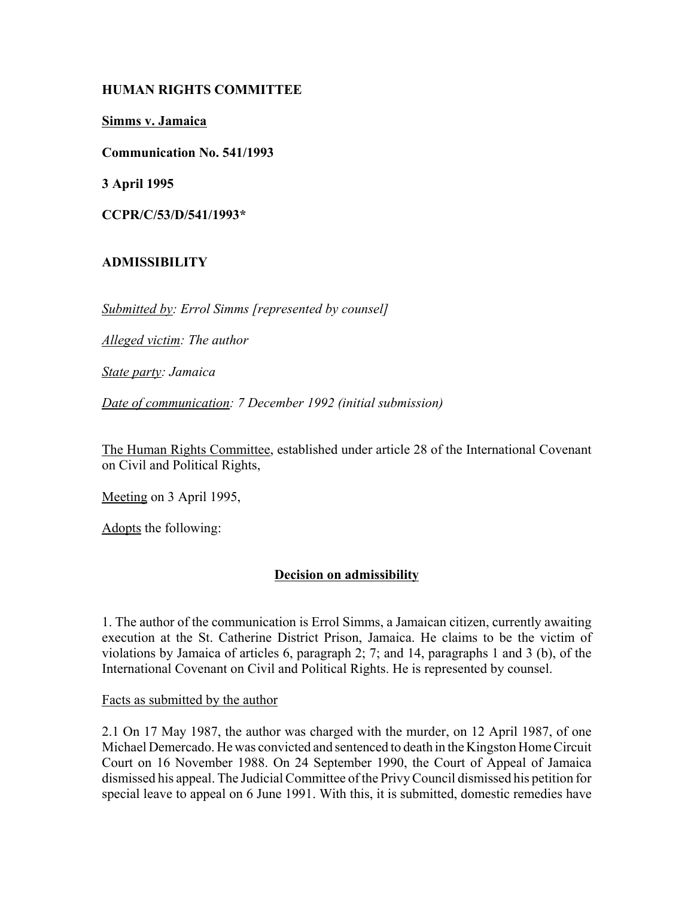**HUMAN RIGHTS COMMITTEE**

**Simms v. Jamaica**

**Communication No. 541/1993**

**3 April 1995**

**CCPR/C/53/D/541/1993***

**ADMISSIBILITY**

*Submitted by: Errol Simms [represented by counsel]*

*Alleged victim: The author*

*State party: Jamaica*

*Date of communication: 7 December 1992 (initial submission)*

The Human Rights Committee, established under article 28 of the International Covenant on Civil and Political Rights,

Meeting on 3 April 1995,

Adopts the following:

## Decision on admissibility

1. The author of the communication is Errol Simms, a Jamaican citizen, currently awaiting execution at the St. Catherine District Prison, Jamaica. He claims to be the victim of violations by Jamaica of articles 6, paragraph 2; 7; and 14, paragraphs 1 and 3 (b), of the International Covenant on Civil and Political Rights. He is represented by counsel.

Facts as submitted by the author

2.1 On 17 May 1987, the author was charged with the murder, on 12 April 1987, of one Michael Demercado. He was convicted and sentenced to death in the Kingston Home Circuit Court on 16 November 1988. On 24 September 1990, the Court of Appeal of Jamaica dismissed his appeal. The Judicial Committee of the Privy Council dismissed his petition for special leave to appeal on 6 June 1991. With this, it is submitted, domestic remedies have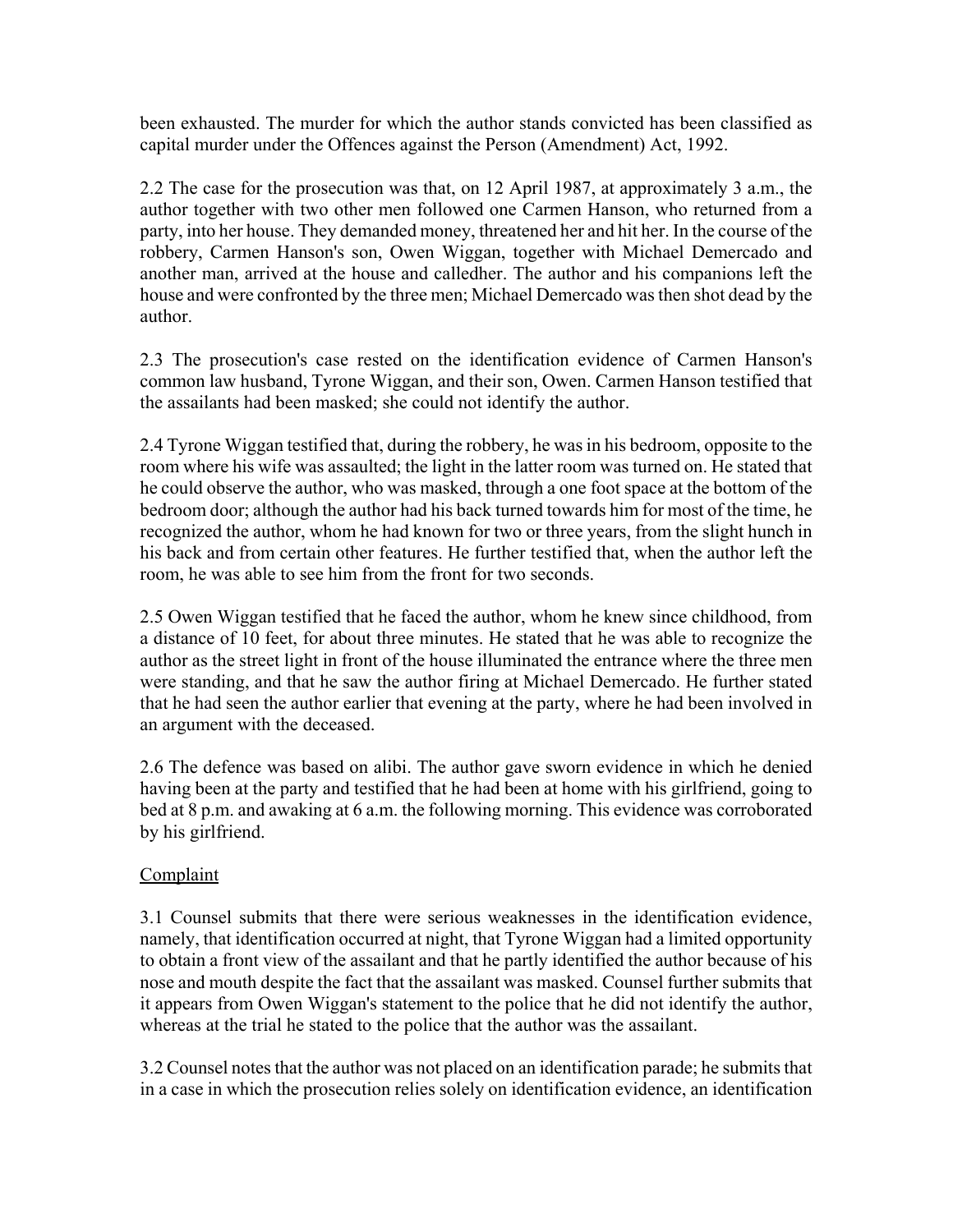been exhausted. The murder for which the author stands convicted has been classified as capital murder under the Offences against the Person (Amendment) Act, 1992.

2.2 The case for the prosecution was that, on 12 April 1987, at approximately 3 a.m., the author together with two other men followed one Carmen Hanson, who returned from a party, into her house. They demanded money, threatened her and hit her. In the course of the robbery, Carmen Hanson's son, Owen Wiggan, together with Michael Demercado and another man, arrived at the house and calledher. The author and his companions left the house and were confronted by the three men; Michael Demercado was then shot dead by the author.

2.3 The prosecution's case rested on the identification evidence of Carmen Hanson's common law husband, Tyrone Wiggan, and their son, Owen. Carmen Hanson testified that the assailants had been masked; she could not identify the author.

2.4 Tyrone Wiggan testified that, during the robbery, he was in his bedroom, opposite to the room where his wife was assaulted; the light in the latter room was turned on. He stated that he could observe the author, who was masked, through a one foot space at the bottom of the bedroom door; although the author had his back turned towards him for most of the time, he recognized the author, whom he had known for two or three years, from the slight hunch in his back and from certain other features. He further testified that, when the author left the room, he was able to see him from the front for two seconds.

2.5 Owen Wiggan testified that he faced the author, whom he knew since childhood, from a distance of 10 feet, for about three minutes. He stated that he was able to recognize the author as the street light in front of the house illuminated the entrance where the three men were standing, and that he saw the author firing at Michael Demercado. He further stated that he had seen the author earlier that evening at the party, where he had been involved in an argument with the deceased.

2.6 The defence was based on alibi. The author gave sworn evidence in which he denied having been at the party and testified that he had been at home with his girlfriend, going to bed at 8 p.m. and awaking at 6 a.m. the following morning. This evidence was corroborated by his girlfriend.

Complaint

3.1 Counsel submits that there were serious weaknesses in the identification evidence, namely, that identification occurred at night, that Tyrone Wiggan had a limited opportunity to obtain a front view of the assailant and that he partly identified the author because of his nose and mouth despite the fact that the assailant was masked. Counsel further submits that it appears from Owen Wiggan's statement to the police that he did not identify the author, whereas at the trial he stated to the police that the author was the assailant.

3.2 Counsel notes that the author was not placed on an identification parade; he submits that in a case in which the prosecution relies solely on identification evidence, an identification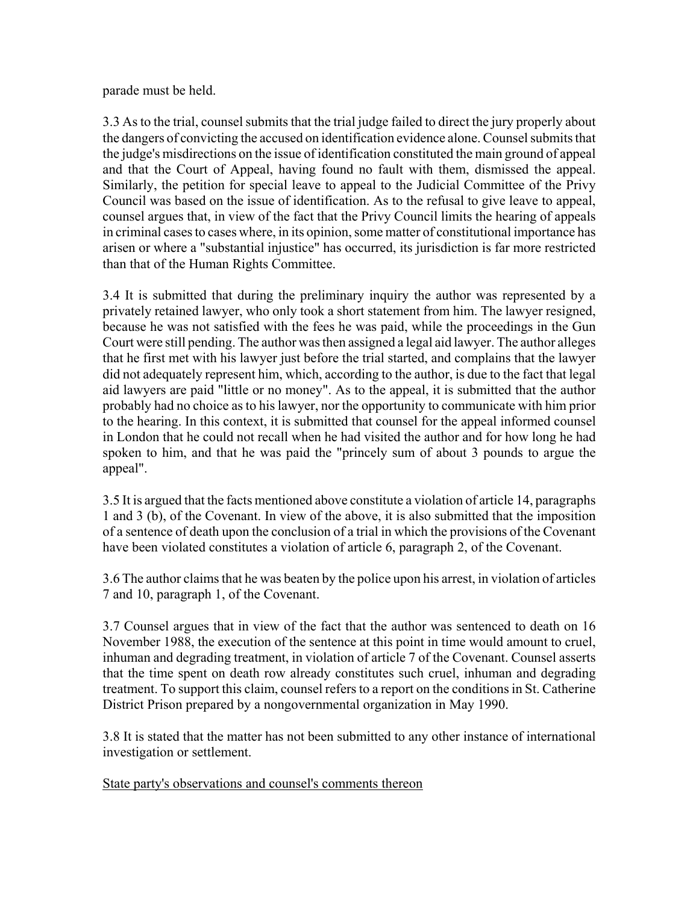parade must be held.

3.3 As to the trial, counsel submits that the trial judge failed to direct the jury properly about the dangers of convicting the accused on identification evidence alone. Counsel submits that the judge's misdirections on the issue of identification constituted the main ground of appeal and that the Court of Appeal, having found no fault with them, dismissed the appeal. Similarly, the petition for special leave to appeal to the Judicial Committee of the Privy Council was based on the issue of identification. As to the refusal to give leave to appeal, counsel argues that, in view of the fact that the Privy Council limits the hearing of appeals in criminal cases to cases where, in its opinion, some matter of constitutional importance has arisen or where a "substantial injustice" has occurred, its jurisdiction is far more restricted than that of the Human Rights Committee.

3.4 It is submitted that during the preliminary inquiry the author was represented by a privately retained lawyer, who only took a short statement from him. The lawyer resigned, because he was not satisfied with the fees he was paid, while the proceedings in the Gun Court were still pending. The author was then assigned a legal aid lawyer. The author alleges that he first met with his lawyer just before the trial started, and complains that the lawyer did not adequately represent him, which, according to the author, is due to the fact that legal aid lawyers are paid "little or no money". As to the appeal, it is submitted that the author probably had no choice as to his lawyer, nor the opportunity to communicate with him prior to the hearing. In this context, it is submitted that counsel for the appeal informed counsel in London that he could not recall when he had visited the author and for how long he had spoken to him, and that he was paid the "princely sum of about 3 pounds to argue the appeal".

3.5 It is argued that the facts mentioned above constitute a violation of article 14, paragraphs 1 and 3 (b), of the Covenant. In view of the above, it is also submitted that the imposition of a sentence of death upon the conclusion of a trial in which the provisions of the Covenant have been violated constitutes a violation of article 6, paragraph 2, of the Covenant.

3.6 The author claims that he was beaten by the police upon his arrest, in violation of articles 7 and 10, paragraph 1, of the Covenant.

3.7 Counsel argues that in view of the fact that the author was sentenced to death on 16 November 1988, the execution of the sentence at this point in time would amount to cruel, inhuman and degrading treatment, in violation of article 7 of the Covenant. Counsel asserts that the time spent on death row already constitutes such cruel, inhuman and degrading treatment. To support this claim, counsel refers to a report on the conditions in St. Catherine District Prison prepared by a nongovernmental organization in May 1990.

3.8 It is stated that the matter has not been submitted to any other instance of international investigation or settlement.

State party's observations and counsel's comments thereon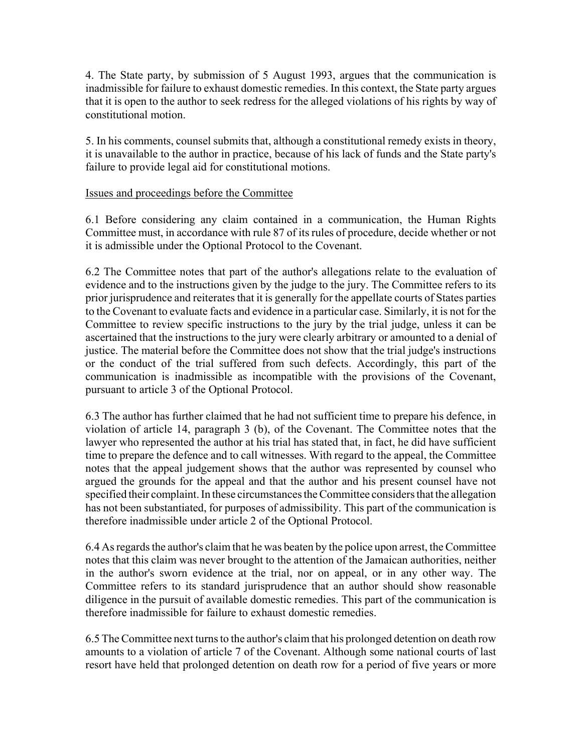4. The State party, by submission of 5 August 1993, argues that the communication is inadmissible for failure to exhaust domestic remedies. In this context, the State party argues that it is open to the author to seek redress for the alleged violations of his rights by way of constitutional motion.

5. In his comments, counsel submits that, although a constitutional remedy exists in theory, it is unavailable to the author in practice, because of his lack of funds and the State party's failure to provide legal aid for constitutional motions.

Issues and proceedings before the Committee

6.1 Before considering any claim contained in a communication, the Human Rights Committee must, in accordance with rule 87 of its rules of procedure, decide whether or not it is admissible under the Optional Protocol to the Covenant.

6.2 The Committee notes that part of the author's allegations relate to the evaluation of evidence and to the instructions given by the judge to the jury. The Committee refers to its prior jurisprudence and reiterates that it is generally for the appellate courts of States parties to the Covenant to evaluate facts and evidence in a particular case. Similarly, it is not for the Committee to review specific instructions to the jury by the trial judge, unless it can be ascertained that the instructions to the jury were clearly arbitrary or amounted to a denial of justice. The material before the Committee does not show that the trial judge's instructions or the conduct of the trial suffered from such defects. Accordingly, this part of the communication is inadmissible as incompatible with the provisions of the Covenant, pursuant to article 3 of the Optional Protocol.

6.3 The author has further claimed that he had not sufficient time to prepare his defence, in violation of article 14, paragraph 3 (b), of the Covenant. The Committee notes that the lawyer who represented the author at his trial has stated that, in fact, he did have sufficient time to prepare the defence and to call witnesses. With regard to the appeal, the Committee notes that the appeal judgement shows that the author was represented by counsel who argued the grounds for the appeal and that the author and his present counsel have not specified their complaint. In these circumstances the Committee considers that the allegation has not been substantiated, for purposes of admissibility. This part of the communication is therefore inadmissible under article 2 of the Optional Protocol.

6.4 As regards the author's claim that he was beaten by the police upon arrest, the Committee notes that this claim was never brought to the attention of the Jamaican authorities, neither in the author's sworn evidence at the trial, nor on appeal, or in any other way. The Committee refers to its standard jurisprudence that an author should show reasonable diligence in the pursuit of available domestic remedies. This part of the communication is therefore inadmissible for failure to exhaust domestic remedies.

6.5 The Committee next turns to the author's claim that his prolonged detention on death row amounts to a violation of article 7 of the Covenant. Although some national courts of last resort have held that prolonged detention on death row for a period of five years or more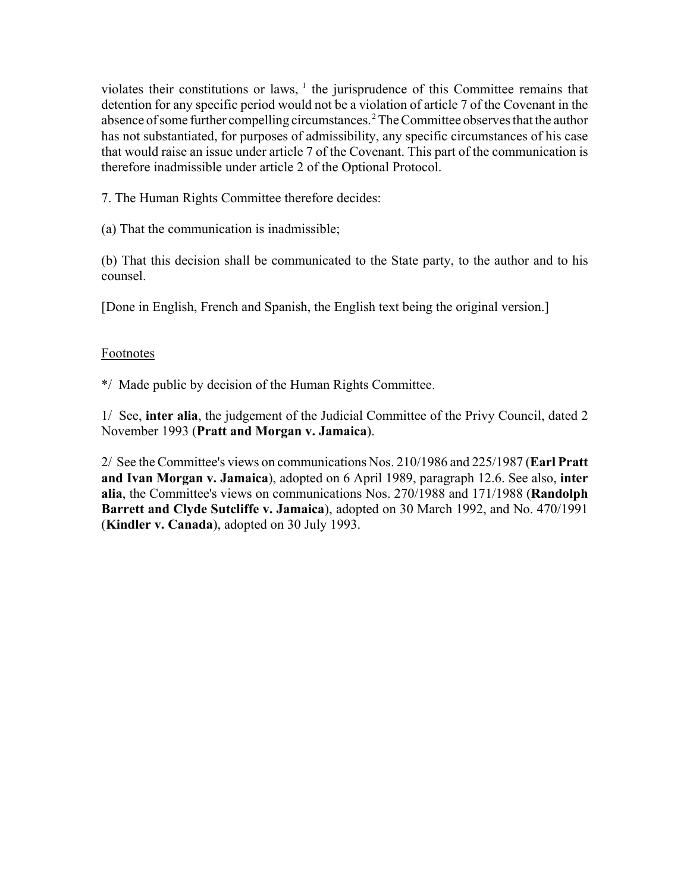violates their constitutions or laws, [1] the jurisprudence of this Committee remains that detention for any specific period would not be a violation of article 7 of the Covenant in the absence of some further compelling circumstances. [2] The Committee observes that the author has not substantiated, for purposes of admissibility, any specific circumstances of his case that would raise an issue under article 7 of the Covenant. This part of the communication is therefore inadmissible under article 2 of the Optional Protocol.

7. The Human Rights Committee therefore decides:

(a) That the communication is inadmissible;

(b) That this decision shall be communicated to the State party, to the author and to his counsel.

[Done in English, French and Spanish, the English text being the original version.]

Footnotes

*/ Made public by decision of the Human Rights Committee.

1/ See, **inter alia**, the judgement of the Judicial Committee of the Privy Council, dated 2 November 1993 (**Pratt and Morgan v. Jamaica**).

2/ See the Committee's views on communications Nos. 210/1986 and 225/1987 (**Earl Pratt and Ivan Morgan v. Jamaica**), adopted on 6 April 1989, paragraph 12.6. See also, **inter alia**, the Committee's views on communications Nos. 270/1988 and 171/1988 (**Randolph Barrett and Clyde Sutcliffe v. Jamaica**), adopted on 30 March 1992, and No. 470/1991 (**Kindler v. Canada**), adopted on 30 July 1993.